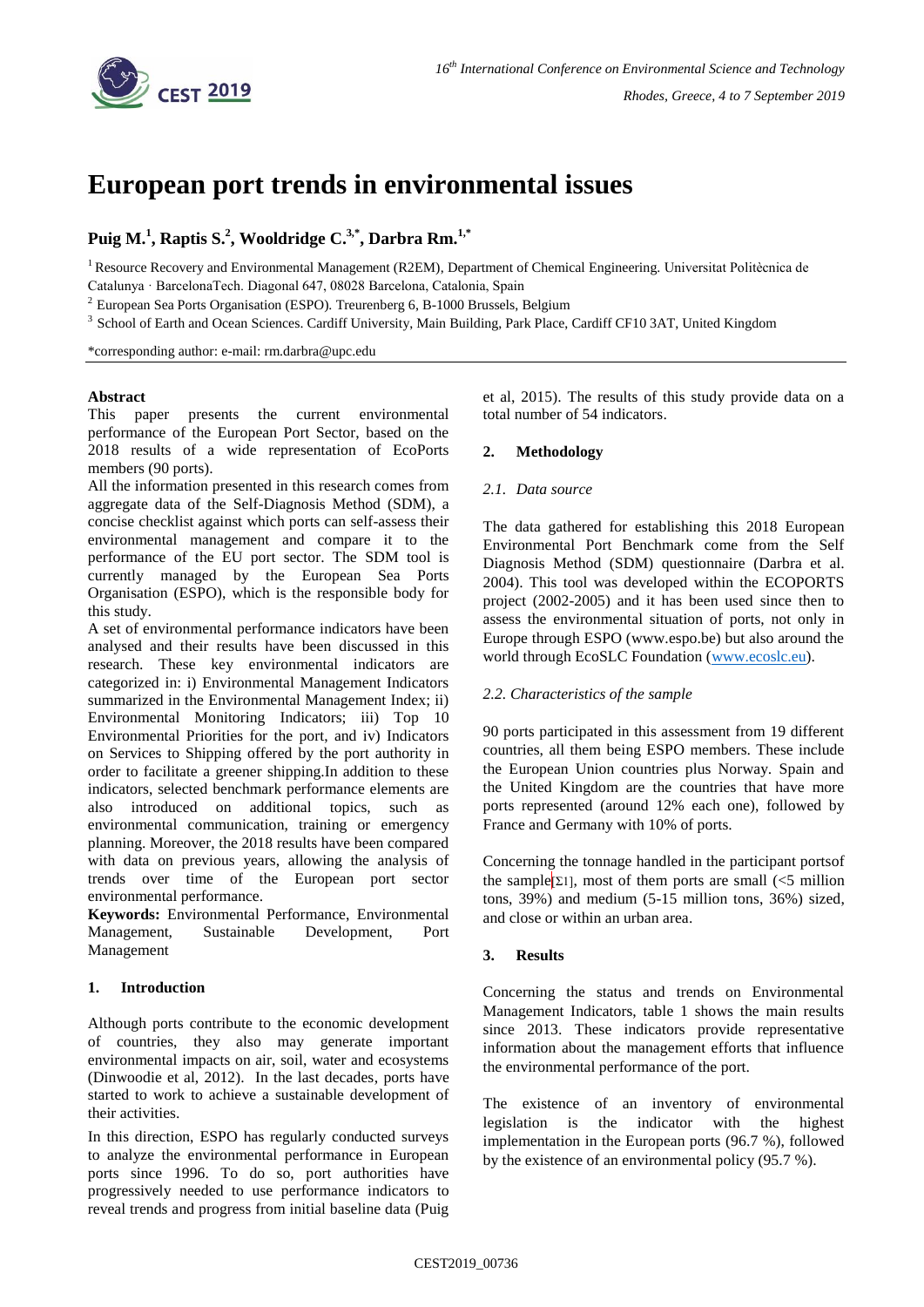# European port trends in environmental issues

**Puig M.[1], Raptis S.[2], Wooldridge C.[3,*], Darbra Rm.[1,*]**

[1] Resource Recovery and Environmental Management (R2EM), Department of Chemical Engineering. Universitat Politècnica de Catalunya · BarcelonaTech. Diagonal 647, 08028 Barcelona, Catalonia, Spain

[2] European Sea Ports Organisation (ESPO). Treurenberg 6, B-1000 Brussels, Belgium

[3] School of Earth and Ocean Sciences. Cardiff University, Main Building, Park Place, Cardiff CF10 3AT, United Kingdom

*corresponding author: e-mail: rm.darbra@upc.edu

**Abstract**

This paper presents the current environmental performance of the European Port Sector, based on the 2018 results of a wide representation of EcoPorts members (90 ports).

All the information presented in this research comes from aggregate data of the Self-Diagnosis Method (SDM), a concise checklist against which ports can self-assess their environmental management and compare it to the performance of the EU port sector. The SDM tool is currently managed by the European Sea Ports Organisation (ESPO), which is the responsible body for this study.

A set of environmental performance indicators have been analysed and their results have been discussed in this research. These key environmental indicators are categorized in: i) Environmental Management Indicators summarized in the Environmental Management Index; ii) Environmental Monitoring Indicators; iii) Top 10 Environmental Priorities for the port, and iv) Indicators on Services to Shipping offered by the port authority in order to facilitate a greener shipping.In addition to these indicators, selected benchmark performance elements are also introduced on additional topics, such as environmental communication, training or emergency planning. Moreover, the 2018 results have been compared with data on previous years, allowing the analysis of trends over time of the European port sector environmental performance.

**Keywords:** Environmental Performance, Environmental Management, Sustainable Development, Port Management

## 1. Introduction

Although ports contribute to the economic development of countries, they also may generate important environmental impacts on air, soil, water and ecosystems (Dinwoodie et al, 2012). In the last decades, ports have started to work to achieve a sustainable development of their activities.

In this direction, ESPO has regularly conducted surveys to analyze the environmental performance in European ports since 1996. To do so, port authorities have progressively needed to use performance indicators to reveal trends and progress from initial baseline data (Puig et al, 2015). The results of this study provide data on a total number of 54 indicators.

## 2. Methodology

### *2.1. Data source*

The data gathered for establishing this 2018 European Environmental Port Benchmark come from the Self Diagnosis Method (SDM) questionnaire (Darbra et al. 2004). This tool was developed within the ECOPORTS project (2002-2005) and it has been used since then to assess the environmental situation of ports, not only in Europe through ESPO (www.espo.be) but also around the world through EcoSLC Foundation (www.ecoslc.eu).

### *2.2. Characteristics of the sample*

90 ports participated in this assessment from 19 different countries, all them being ESPO members. These include the European Union countries plus Norway. Spain and the United Kingdom are the countries that have more ports represented (around 12% each one), followed by France and Germany with 10% of ports.

Concerning the tonnage handled in the participant portsof the sample[Σ1], most of them ports are small (<5 million tons, 39%) and medium (5-15 million tons, 36%) sized, and close or within an urban area.

## 3. Results

Concerning the status and trends on Environmental Management Indicators, table 1 shows the main results since 2013. These indicators provide representative information about the management efforts that influence the environmental performance of the port.

The existence of an inventory of environmental legislation is the indicator with the highest implementation in the European ports (96.7 %), followed by the existence of an environmental policy (95.7 %).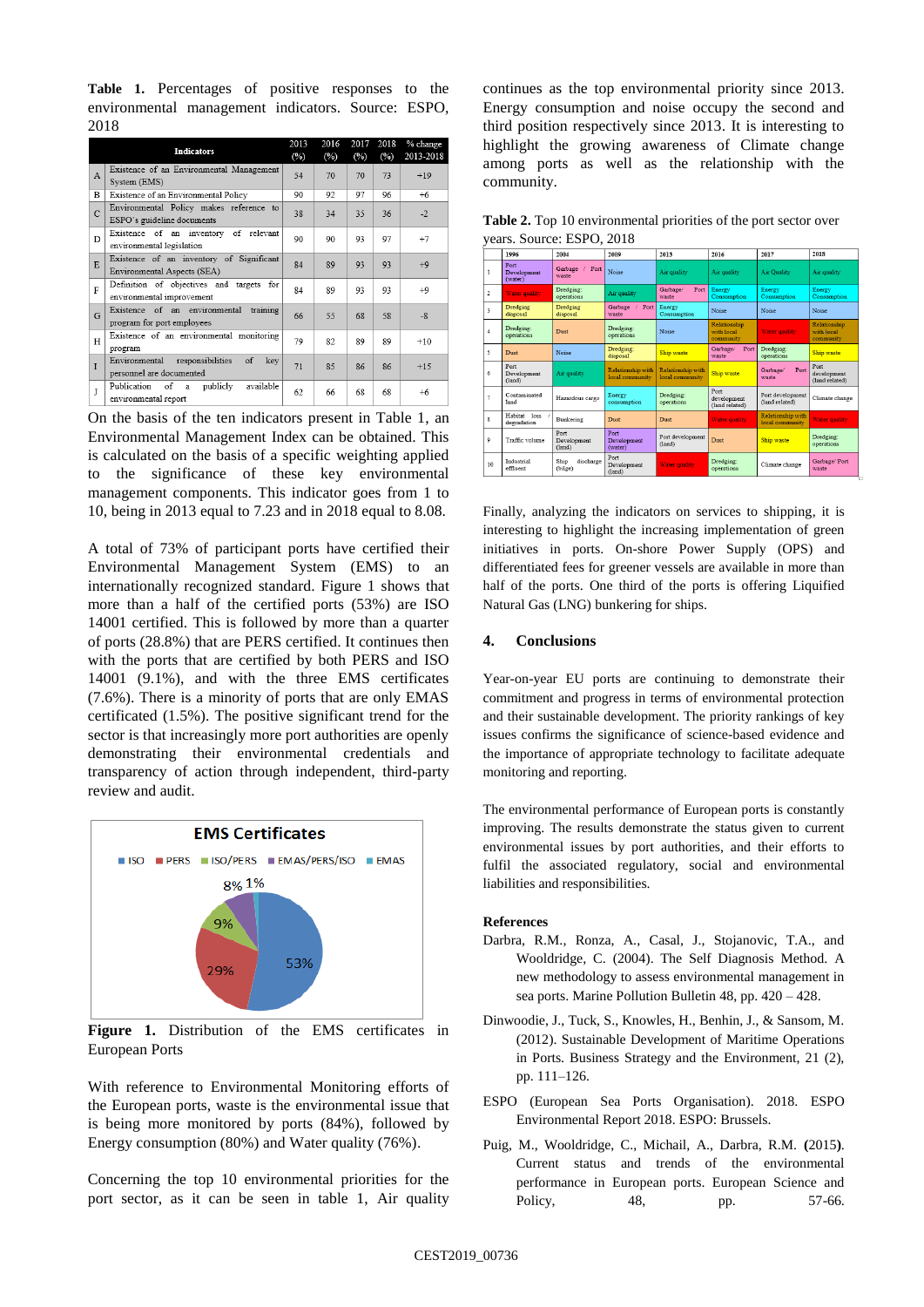**Table 1.** Percentages of positive responses to the environmental management indicators. Source: ESPO, 2018

| | Indicators | 2013 (%) | 2016 (%) | 2017 (%) | 2018 (%) | % change 2013-2018 |
|---|---|---|---|---|---|---|
| A | Existence of an Environmental Management System (EMS) | 54 | 70 | 70 | 73 | +19 |
| B | Existence of an Environmental Policy | 90 | 92 | 97 | 96 | +6 |
| C | Environmental Policy makes reference to ESPO's guideline documents | 38 | 34 | 35 | 36 | -2 |
| D | Existence of an inventory of relevant environmental legislation | 90 | 90 | 93 | 97 | +7 |
| E | Existence of an inventory of Significant Environmental Aspects (SEA) | 84 | 89 | 93 | 93 | +9 |
| F | Definition of objectives and targets for environmental improvement | 84 | 89 | 93 | 93 | +9 |
| G | Existence of an environmental training program for port employees | 66 | 55 | 68 | 58 | -8 |
| H | Existence of an environmental monitoring program | 79 | 82 | 89 | 89 | +10 |
| I | Environmental responsibilities of key personnel are documented | 71 | 85 | 86 | 86 | +15 |
| J | Publication of a publicly available environmental report | 62 | 66 | 68 | 68 | +6 |

On the basis of the ten indicators present in Table 1, an Environmental Management Index can be obtained. This is calculated on the basis of a specific weighting applied to the significance of these key environmental management components. This indicator goes from 1 to 10, being in 2013 equal to 7.23 and in 2018 equal to 8.08.

A total of 73% of participant ports have certified their Environmental Management System (EMS) to an internationally recognized standard. Figure 1 shows that more than a half of the certified ports (53%) are ISO 14001 certified. This is followed by more than a quarter of ports (28.8%) that are PERS certified. It continues then with the ports that are certified by both PERS and ISO 14001 (9.1%), and with the three EMS certificates (7.6%). There is a minority of ports that are only EMAS certificated (1.5%). The positive significant trend for the sector is that increasingly more port authorities are openly demonstrating their environmental credentials and transparency of action through independent, third-party review and audit.

**Figure 1.** Distribution of the EMS certificates in European Ports

With reference to Environmental Monitoring efforts of the European ports, waste is the environmental issue that is being more monitored by ports (84%), followed by Energy consumption (80%) and Water quality (76%).

Concerning the top 10 environmental priorities for the port sector, as it can be seen in table 1, Air quality continues as the top environmental priority since 2013. Energy consumption and noise occupy the second and third position respectively since 2013. It is interesting to highlight the growing awareness of Climate change among ports as well as the relationship with the community.

**Table 2.** Top 10 environmental priorities of the port sector over years. Source: ESPO, 2018

| | 1996 | 2004 | 2009 | 2013 | 2016 | 2017 | 2018 |
|---|---|---|---|---|---|---|---|
| 1 | Port Development (water) | Garbage / Port waste | Noise | Air quality | Air quality | Air Quality | Air quality |
| 2 | Water quality | Dredging: operations | Air quality | Garbage/ Port waste | Energy Consumption | Energy Consumption | Energy Consumption |
| 3 | Dredging disposal | Dredging disposal | Garbage / Port waste | Energy Consumption | Noise | Noise | Noise |
| 4 | Dredging: operations | Dust | Dredging: operations | Noise | Relationship with local community | Water quality | Relationship with local community |
| 5 | Dust | Noise | Dredging: disposal | Ship waste | Garbage/ Port waste | Dredging: operations | Ship waste |
| 6 | Port Development (land) | Air quality | Relationship with local community | Relationship with local community | Ship waste | Garbage/ Port waste | Port development (land related) |
| 7 | Contaminated land | Hazardous cargo | Energy consumption | Dredging: operations | Port development (land related) | Port development (land related) | Climate change |
| 8 | Habitat loss / degradation | Bunkering | Dust | Dust | Water quality | Relationship with local community | Water quality |
| 9 | Traffic volume | Port Development (land) | Port Development (water) | Port development (land) | Dust | Ship waste | Dredging: operations |
| 10 | Industrial effluent | Ship discharge (bilge) | Port Development (land) | Water quality | Dredging: operations | Climate change | Garbage/ Port waste |

Finally, analyzing the indicators on services to shipping, it is interesting to highlight the increasing implementation of green initiatives in ports. On-shore Power Supply (OPS) and differentiated fees for greener vessels are available in more than half of the ports. One third of the ports is offering Liquified Natural Gas (LNG) bunkering for ships.

## 4. Conclusions

Year-on-year EU ports are continuing to demonstrate their commitment and progress in terms of environmental protection and their sustainable development. The priority rankings of key issues confirms the significance of science-based evidence and the importance of appropriate technology to facilitate adequate monitoring and reporting.

The environmental performance of European ports is constantly improving. The results demonstrate the status given to current environmental issues by port authorities, and their efforts to fulfil the associated regulatory, social and environmental liabilities and responsibilities.

### References

Darbra, R.M., Ronza, A., Casal, J., Stojanovic, T.A., and Wooldridge, C. (2004). The Self Diagnosis Method. A new methodology to assess environmental management in sea ports. Marine Pollution Bulletin 48, pp. 420 – 428.

Dinwoodie, J., Tuck, S., Knowles, H., Benhin, J., & Sansom, M. (2012). Sustainable Development of Maritime Operations in Ports. Business Strategy and the Environment, 21 (2), pp. 111–126.

ESPO (European Sea Ports Organisation). 2018. ESPO Environmental Report 2018. ESPO: Brussels.

Puig, M., Wooldridge, C., Michail, A., Darbra, R.M. (2015). Current status and trends of the environmental performance in European ports. European Science and Policy, 48, pp. 57-66.